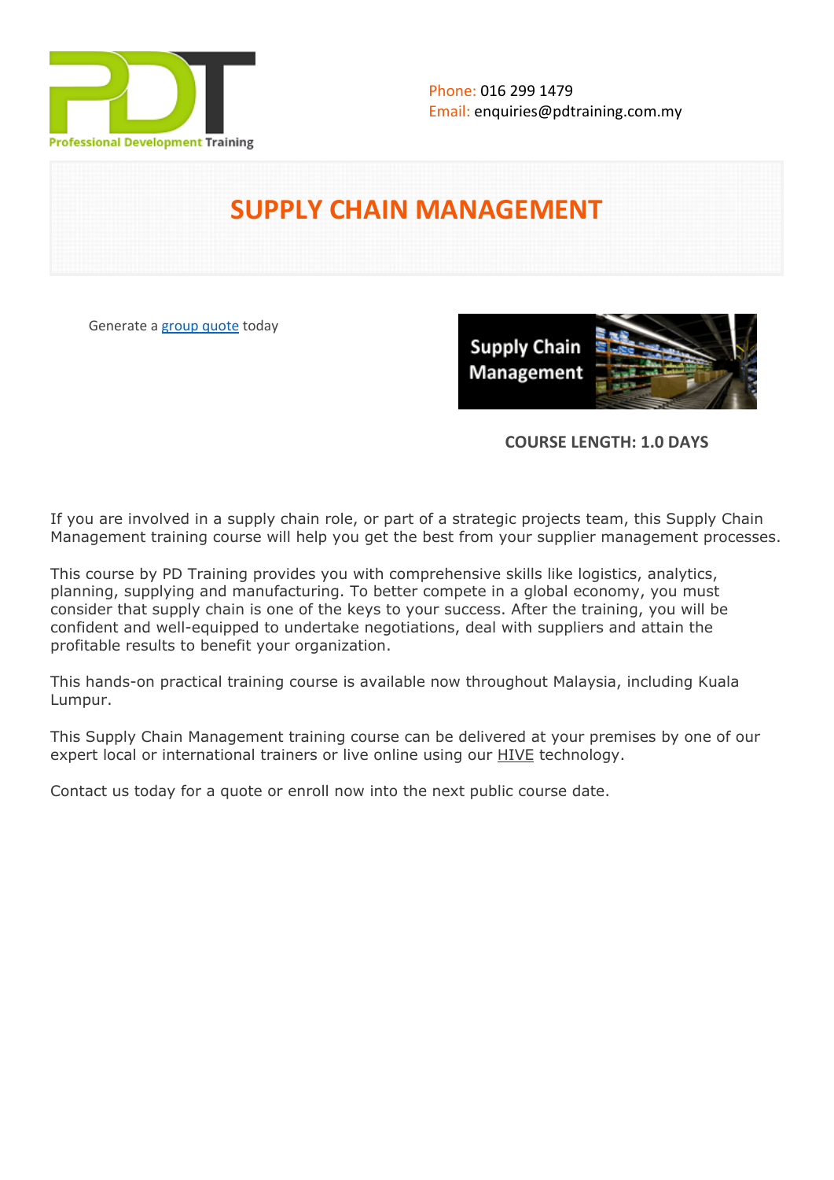Phone: 016 299 1479
Email: enquiries@pdtraining.com.my

# SUPPLY CHAIN MANAGEMENT

Generate a group quote today

**COURSE LENGTH: 1.0 DAYS**

If you are involved in a supply chain role, or part of a strategic projects team, this Supply Chain Management training course will help you get the best from your supplier management processes.

This course by PD Training provides you with comprehensive skills like logistics, analytics, planning, supplying and manufacturing. To better compete in a global economy, you must consider that supply chain is one of the keys to your success. After the training, you will be confident and well-equipped to undertake negotiations, deal with suppliers and attain the profitable results to benefit your organization.

This hands-on practical training course is available now throughout Malaysia, including Kuala Lumpur.

This Supply Chain Management training course can be delivered at your premises by one of our expert local or international trainers or live online using our HIVE technology.

Contact us today for a quote or enroll now into the next public course date.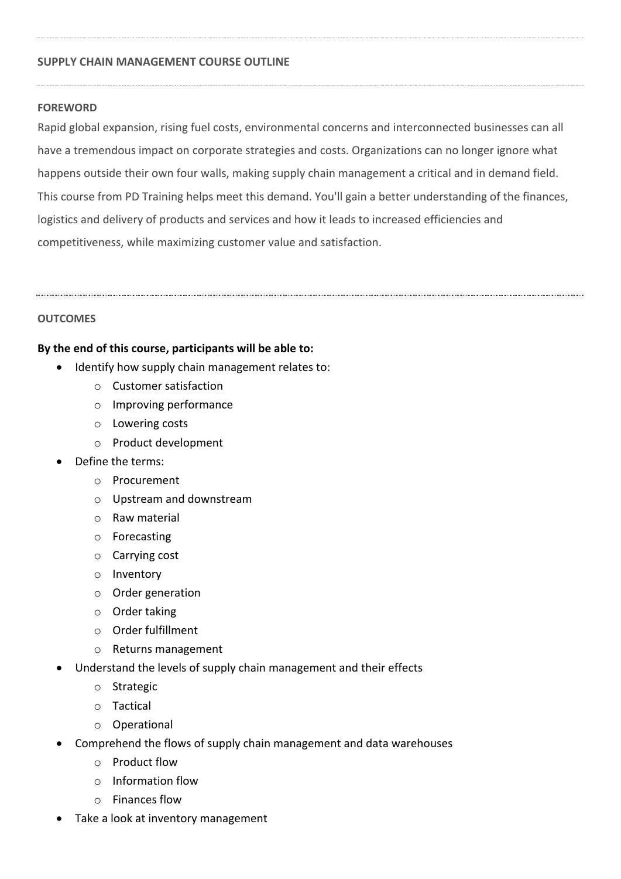## SUPPLY CHAIN MANAGEMENT COURSE OUTLINE

### FOREWORD

Rapid global expansion, rising fuel costs, environmental concerns and interconnected businesses can all have a tremendous impact on corporate strategies and costs. Organizations can no longer ignore what happens outside their own four walls, making supply chain management a critical and in demand field. This course from PD Training helps meet this demand. You'll gain a better understanding of the finances, logistics and delivery of products and services and how it leads to increased efficiencies and competitiveness, while maximizing customer value and satisfaction.

### OUTCOMES

**By the end of this course, participants will be able to:**

- Identify how supply chain management relates to:
  - Customer satisfaction
  - Improving performance
  - Lowering costs
  - Product development
- Define the terms:
  - Procurement
  - Upstream and downstream
  - Raw material
  - Forecasting
  - Carrying cost
  - Inventory
  - Order generation
  - Order taking
  - Order fulfillment
  - Returns management
- Understand the levels of supply chain management and their effects
  - Strategic
  - Tactical
  - Operational
- Comprehend the flows of supply chain management and data warehouses
  - Product flow
  - Information flow
  - Finances flow
- Take a look at inventory management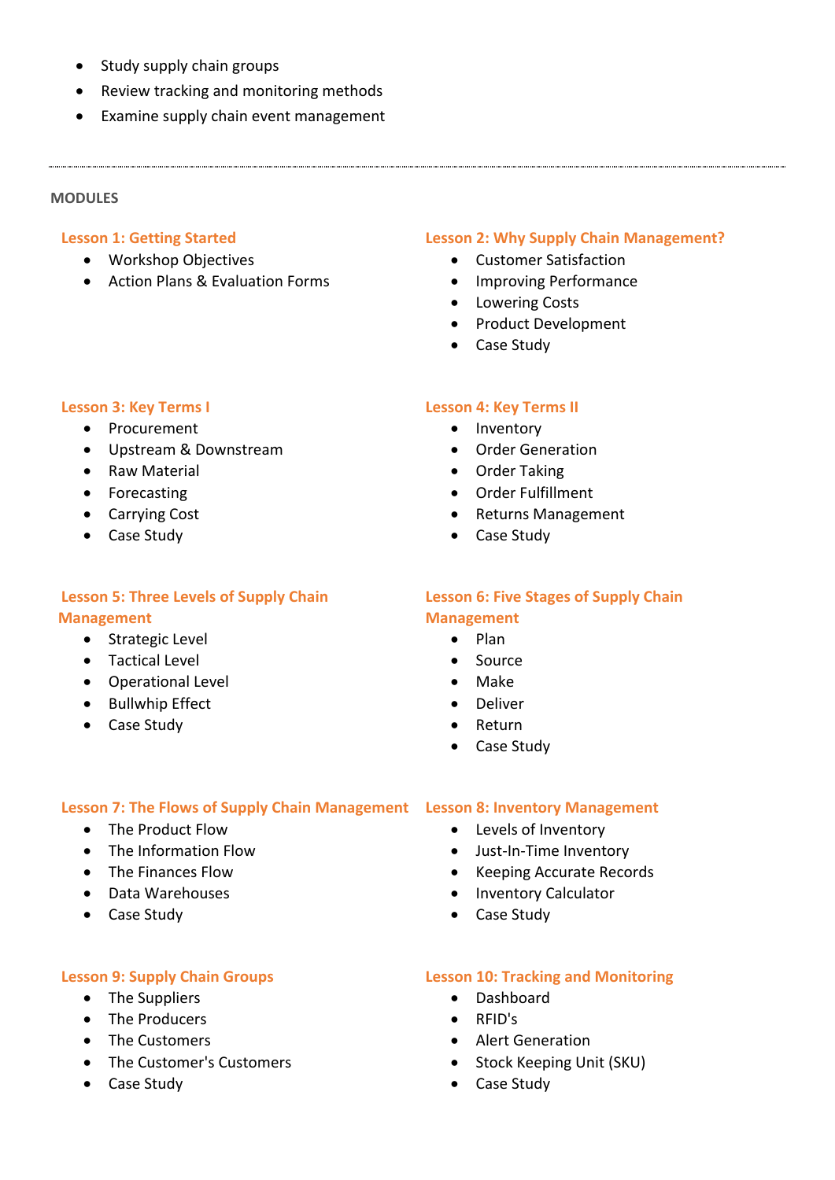- Study supply chain groups
- Review tracking and monitoring methods
- Examine supply chain event management

---

## MODULES

### Lesson 1: Getting Started

- Workshop Objectives
- Action Plans & Evaluation Forms

### Lesson 2: Why Supply Chain Management?

- Customer Satisfaction
- Improving Performance
- Lowering Costs
- Product Development
- Case Study

### Lesson 3: Key Terms I

- Procurement
- Upstream & Downstream
- Raw Material
- Forecasting
- Carrying Cost
- Case Study

### Lesson 4: Key Terms II

- Inventory
- Order Generation
- Order Taking
- Order Fulfillment
- Returns Management
- Case Study

### Lesson 5: Three Levels of Supply Chain Management

- Strategic Level
- Tactical Level
- Operational Level
- Bullwhip Effect
- Case Study

### Lesson 6: Five Stages of Supply Chain Management

- Plan
- Source
- Make
- Deliver
- Return
- Case Study

### Lesson 7: The Flows of Supply Chain Management

- The Product Flow
- The Information Flow
- The Finances Flow
- Data Warehouses
- Case Study

### Lesson 8: Inventory Management

- Levels of Inventory
- Just-In-Time Inventory
- Keeping Accurate Records
- Inventory Calculator
- Case Study

### Lesson 9: Supply Chain Groups

- The Suppliers
- The Producers
- The Customers
- The Customer's Customers
- Case Study

### Lesson 10: Tracking and Monitoring

- Dashboard
- RFID's
- Alert Generation
- Stock Keeping Unit (SKU)
- Case Study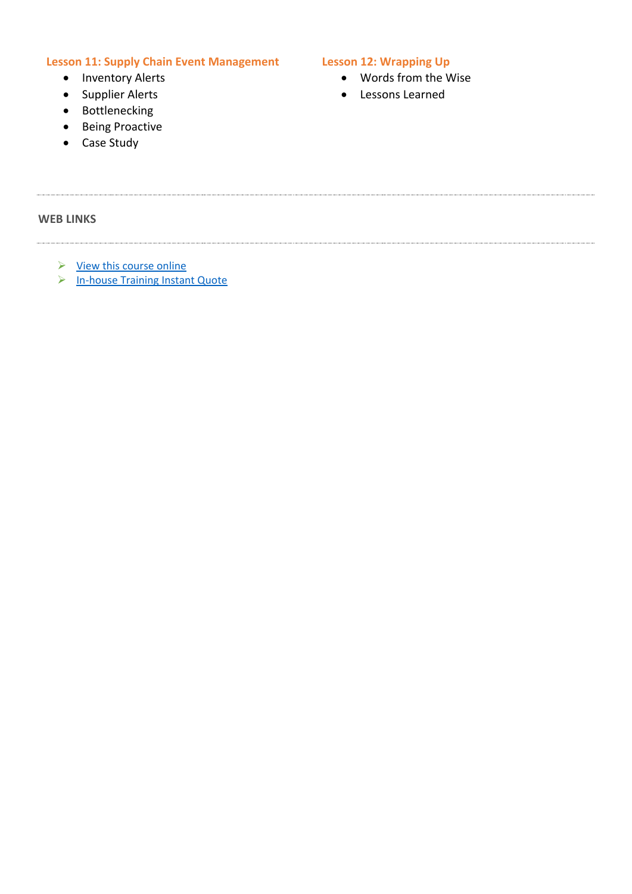### Lesson 11: Supply Chain Event Management

- Inventory Alerts
- Supplier Alerts
- Bottlenecking
- Being Proactive
- Case Study

### Lesson 12: Wrapping Up

- Words from the Wise
- Lessons Learned

---

**WEB LINKS**

---

- View this course online
- In-house Training Instant Quote